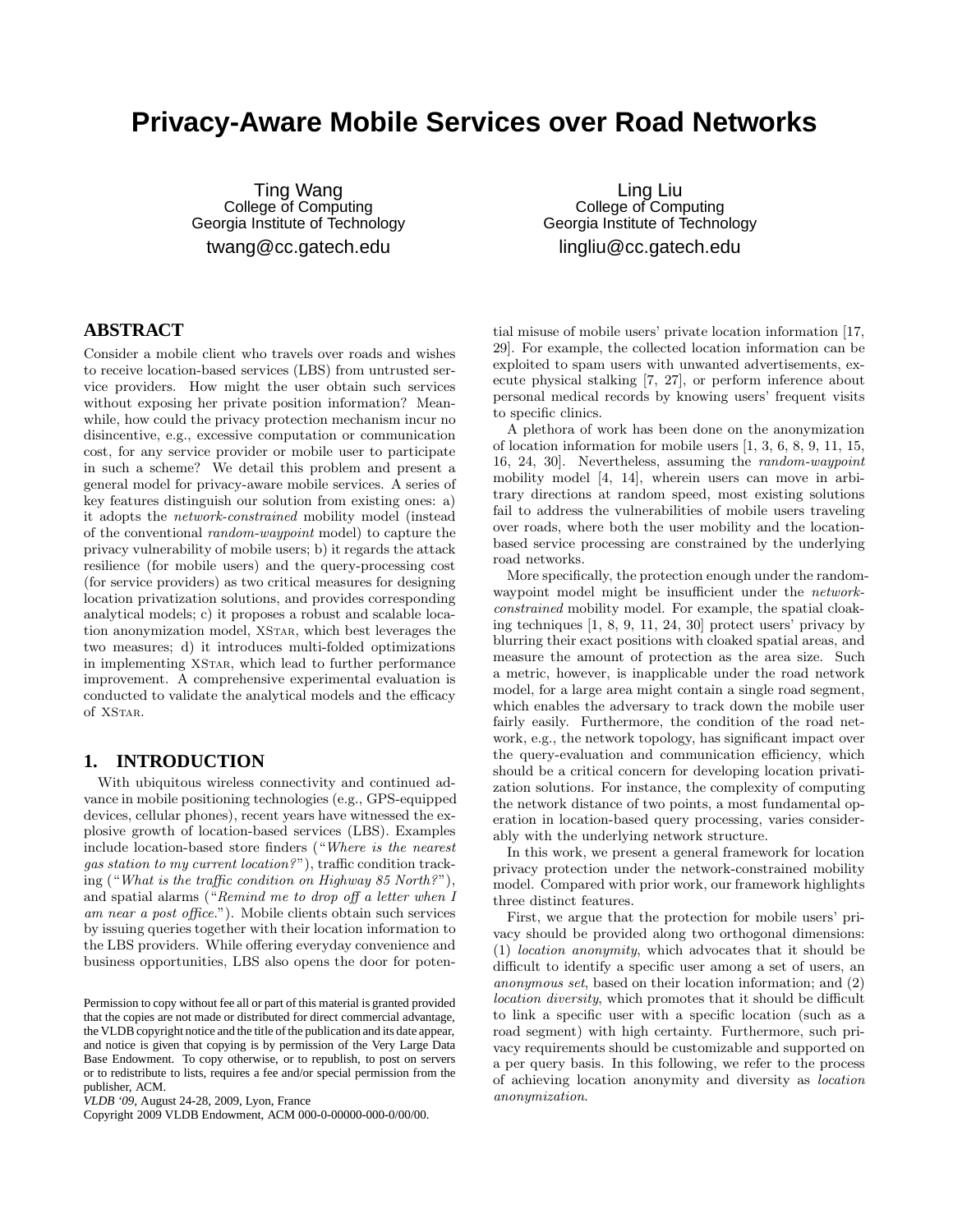# Privacy-Aware Mobile Services over Road Networks

Ting Wang
College of Computing
Georgia Institute of Technology
twang@cc.gatech.edu

Ling Liu
College of Computing
Georgia Institute of Technology
lingliu@cc.gatech.edu

## ABSTRACT

Consider a mobile client who travels over roads and wishes to receive location-based services (LBS) from untrusted service providers. How might the user obtain such services without exposing her private position information? Meanwhile, how could the privacy protection mechanism incur no disincentive, e.g., excessive computation or communication cost, for any service provider or mobile user to participate in such a scheme? We detail this problem and present a general model for privacy-aware mobile services. A series of key features distinguish our solution from existing ones: a) it adopts the *network-constrained* mobility model (instead of the conventional *random-waypoint* model) to capture the privacy vulnerability of mobile users; b) it regards the attack resilience (for mobile users) and the query-processing cost (for service providers) as two critical measures for designing location privatization solutions, and provides corresponding analytical models; c) it proposes a robust and scalable location anonymization model, XStar, which best leverages the two measures; d) it introduces multi-folded optimizations in implementing XStar, which lead to further performance improvement. A comprehensive experimental evaluation is conducted to validate the analytical models and the efficacy of XStar.

## 1. INTRODUCTION

With ubiquitous wireless connectivity and continued advance in mobile positioning technologies (e.g., GPS-equipped devices, cellular phones), recent years have witnessed the explosive growth of location-based services (LBS). Examples include location-based store finders ("*Where is the nearest gas station to my current location?*"), traffic condition tracking ("*What is the traffic condition on Highway 85 North?*"), and spatial alarms ("*Remind me to drop off a letter when I am near a post office.*"). Mobile clients obtain such services by issuing queries together with their location information to the LBS providers. While offering everyday convenience and business opportunities, LBS also opens the door for potential misuse of mobile users' private location information [17, 29]. For example, the collected location information can be exploited to spam users with unwanted advertisements, execute physical stalking [7, 27], or perform inference about personal medical records by knowing users' frequent visits to specific clinics.

A plethora of work has been done on the anonymization of location information for mobile users [1, 3, 6, 8, 9, 11, 15, 16, 24, 30]. Nevertheless, assuming the *random-waypoint* mobility model [4, 14], wherein users can move in arbitrary directions at random speed, most existing solutions fail to address the vulnerabilities of mobile users traveling over roads, where both the user mobility and the location-based service processing are constrained by the underlying road networks.

More specifically, the protection enough under the random-waypoint model might be insufficient under the *network-constrained* mobility model. For example, the spatial cloaking techniques [1, 8, 9, 11, 24, 30] protect users' privacy by blurring their exact positions with cloaked spatial areas, and measure the amount of protection as the area size. Such a metric, however, is inapplicable under the road network model, for a large area might contain a single road segment, which enables the adversary to track down the mobile user fairly easily. Furthermore, the condition of the road network, e.g., the network topology, has significant impact over the query-evaluation and communication efficiency, which should be a critical concern for developing location privatization solutions. For instance, the complexity of computing the network distance of two points, a most fundamental operation in location-based query processing, varies considerably with the underlying network structure.

In this work, we present a general framework for location privacy protection under the network-constrained mobility model. Compared with prior work, our framework highlights three distinct features.

First, we argue that the protection for mobile users' privacy should be provided along two orthogonal dimensions: (1) *location anonymity*, which advocates that it should be difficult to identify a specific user among a set of users, an *anonymous set*, based on their location information; and (2) *location diversity*, which promotes that it should be difficult to link a specific user with a specific location (such as a road segment) with high certainty. Furthermore, such privacy requirements should be customizable and supported on a per query basis. In this following, we refer to the process of achieving location anonymity and diversity as *location anonymization*.

Permission to copy without fee all or part of this material is granted provided that the copies are not made or distributed for direct commercial advantage, the VLDB copyright notice and the title of the publication and its date appear, and notice is given that copying is by permission of the Very Large Data Base Endowment. To copy otherwise, or to republish, to post on servers or to redistribute to lists, requires a fee and/or special permission from the publisher, ACM.
*VLDB '09*, August 24-28, 2009, Lyon, France
Copyright 2009 VLDB Endowment, ACM 000-0-00000-000-0/00/00.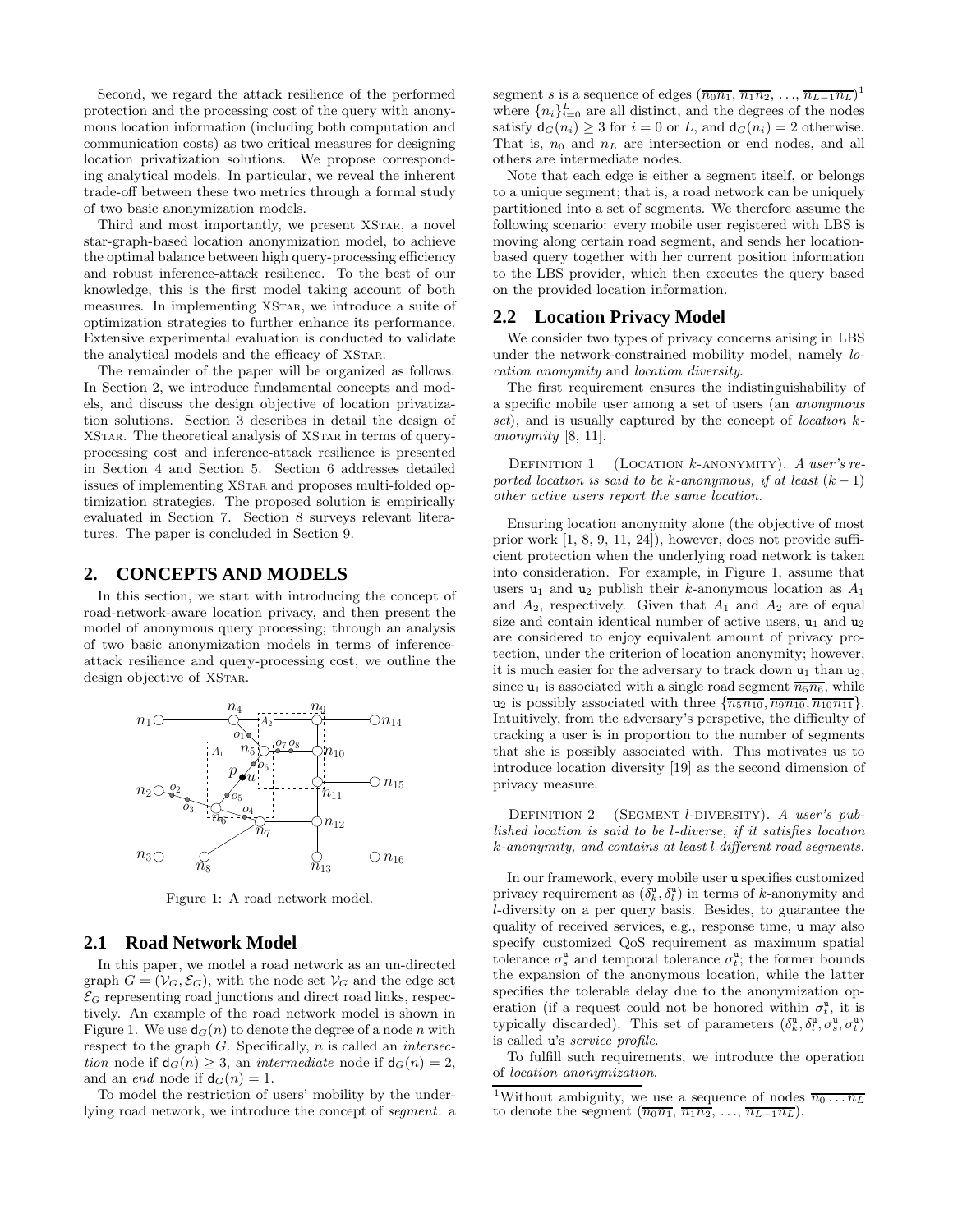Second, we regard the attack resilience of the performed protection and the processing cost of the query with anonymous location information (including both computation and communication costs) as two critical measures for designing location privatization solutions. We propose corresponding analytical models. In particular, we reveal the inherent trade-off between these two metrics through a formal study of two basic anonymization models.

Third and most importantly, we present XStar, a novel star-graph-based location anonymization model, to achieve the optimal balance between high query-processing efficiency and robust inference-attack resilience. To the best of our knowledge, this is the first model taking account of both measures. In implementing XStar, we introduce a suite of optimization strategies to further enhance its performance. Extensive experimental evaluation is conducted to validate the analytical models and the efficacy of XStar.

The remainder of the paper will be organized as follows. In Section 2, we introduce fundamental concepts and models, and discuss the design objective of location privatization solutions. Section 3 describes in detail the design of XStar. The theoretical analysis of XStar in terms of query-processing cost and inference-attack resilience is presented in Section 4 and Section 5. Section 6 addresses detailed issues of implementing XStar and proposes multi-folded optimization strategies. The proposed solution is empirically evaluated in Section 7. Section 8 surveys relevant literatures. The paper is concluded in Section 9.

## 2. CONCEPTS AND MODELS

In this section, we start with introducing the concept of road-network-aware location privacy, and then present the model of anonymous query processing; through an analysis of two basic anonymization models in terms of inference-attack resilience and query-processing cost, we outline the design objective of XStar.

Figure 1: A road network model.

### 2.1 Road Network Model

In this paper, we model a road network as an un-directed graph $G = (\mathcal{V}_G, \mathcal{E}_G)$, with the node set $\mathcal{V}_G$ and the edge set $\mathcal{E}_G$ representing road junctions and direct road links, respectively. An example of the road network model is shown in Figure 1. We use $\mathsf{d}_G(n)$ to denote the degree of a node $n$ with respect to the graph $G$. Specifically, $n$ is called an *intersection* node if $\mathsf{d}_G(n) \geq 3$, an *intermediate* node if $\mathsf{d}_G(n) = 2$, and an *end* node if $\mathsf{d}_G(n) = 1$.

To model the restriction of users' mobility by the underlying road network, we introduce the concept of *segment*: a segment $s$ is a sequence of edges $(\overline{n_0 n_1}, \overline{n_1 n_2}, \ldots, \overline{n_{L-1} n_L})$[1] where $\{n_i\}_{i=0}^{L}$ are all distinct, and the degrees of the nodes satisfy $\mathsf{d}_G(n_i) \geq 3$ for $i = 0$ or $L$, and $\mathsf{d}_G(n_i) = 2$ otherwise. That is, $n_0$ and $n_L$ are intersection or end nodes, and all others are intermediate nodes.

Note that each edge is either a segment itself, or belongs to a unique segment; that is, a road network can be uniquely partitioned into a set of segments. We therefore assume the following scenario: every mobile user registered with LBS is moving along certain road segment, and sends her location-based query together with her current position information to the LBS provider, which then executes the query based on the provided location information.

### 2.2 Location Privacy Model

We consider two types of privacy concerns arising in LBS under the network-constrained mobility model, namely *location anonymity* and *location diversity*.

The first requirement ensures the indistinguishability of a specific mobile user among a set of users (an *anonymous set*), and is usually captured by the concept of *location k-anonymity* [8, 11].

Definition 1 (Location $k$-anonymity). *A user's reported location is said to be k-anonymous, if at least $(k-1)$ other active users report the same location.*

Ensuring location anonymity alone (the objective of most prior work [1, 8, 9, 11, 24]), however, does not provide sufficient protection when the underlying road network is taken into consideration. For example, in Figure 1, assume that users $\mathtt{u}_1$ and $\mathtt{u}_2$ publish their $k$-anonymous location as $A_1$ and $A_2$, respectively. Given that $A_1$ and $A_2$ are of equal size and contain identical number of active users, $\mathtt{u}_1$ and $\mathtt{u}_2$ are considered to enjoy equivalent amount of privacy protection, under the criterion of location anonymity; however, it is much easier for the adversary to track down $\mathtt{u}_1$ than $\mathtt{u}_2$, since $\mathtt{u}_1$ is associated with a single road segment $\overline{n_5 n_6}$, while $\mathtt{u}_2$ is possibly associated with three $\{\overline{n_5 n_{10}}, \overline{n_9 n_{10}}, \overline{n_{10} n_{11}}\}$. Intuitively, from the adversary's perspective, the difficulty of tracking a user is in proportion to the number of segments that she is possibly associated with. This motivates us to introduce location diversity [19] as the second dimension of privacy measure.

Definition 2 (Segment $l$-diversity). *A user's published location is said to be l-diverse, if it satisfies location k-anonymity, and contains at least l different road segments.*

In our framework, every mobile user $\mathtt{u}$ specifies customized privacy requirement as $(\delta_k^{\mathtt{u}}, \delta_l^{\mathtt{u}})$ in terms of $k$-anonymity and $l$-diversity on a per query basis. Besides, to guarantee the quality of received services, e.g., response time, $\mathtt{u}$ may also specify customized QoS requirement as maximum spatial tolerance $\sigma_s^{\mathtt{u}}$ and temporal tolerance $\sigma_t^{\mathtt{u}}$; the former bounds the expansion of the anonymous location, while the latter specifies the tolerable delay due to the anonymization operation (if a request could not be honored within $\sigma_t^{\mathtt{u}}$, it is typically discarded). This set of parameters $(\delta_k^{\mathtt{u}}, \delta_l^{\mathtt{u}}, \sigma_s^{\mathtt{u}}, \sigma_t^{\mathtt{u}})$ is called $\mathtt{u}$'s *service profile*.

To fulfill such requirements, we introduce the operation of *location anonymization*.

[1] Without ambiguity, we use a sequence of nodes $\overline{n_0 \ldots n_L}$ to denote the segment $(\overline{n_0 n_1}, \overline{n_1 n_2}, \ldots, \overline{n_{L-1} n_L})$.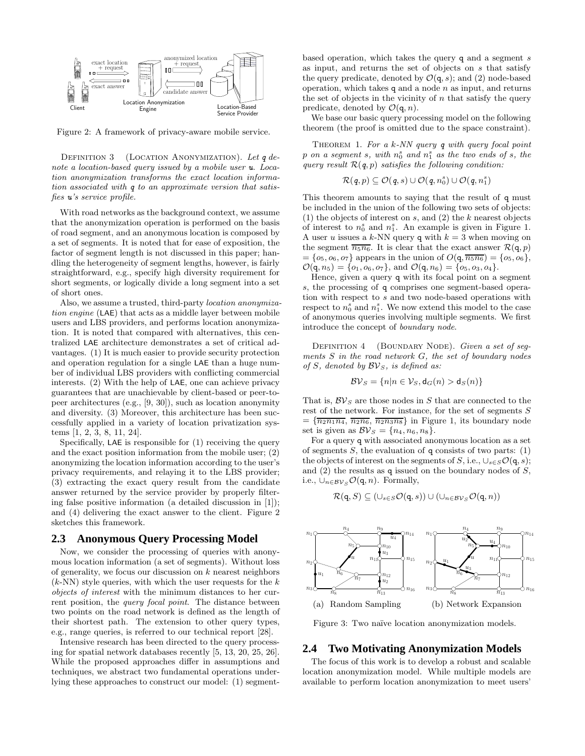Figure 2: A framework of privacy-aware mobile service.

Definition 3 (Location Anonymization). *Let* $q$ *denote a location-based query issued by a mobile user* $u$*. Location anonymization transforms the exact location information associated with* $q$ *to an approximate version that satisfies* $u$*'s service profile.*

With road networks as the background context, we assume that the anonymization operation is performed on the basis of road segment, and an anonymous location is composed by a set of segments. It is noted that for ease of exposition, the factor of segment length is not discussed in this paper; handling the heterogeneity of segment lengths, however, is fairly straightforward, e.g., specify high diversity requirement for short segments, or logically divide a long segment into a set of short ones.

Also, we assume a trusted, third-party *location anonymization engine* (LAE) that acts as a middle layer between mobile users and LBS providers, and performs location anonymization. It is noted that compared with alternatives, this centralized LAE architecture demonstrates a set of critical advantages. (1) It is much easier to provide security protection and operation regulation for a single LAE than a huge number of individual LBS providers with conflicting commercial interests. (2) With the help of LAE, one can achieve privacy guarantees that are unachievable by client-based or peer-to-peer architectures (e.g., [9, 30]), such as location anonymity and diversity. (3) Moreover, this architecture has been successfully applied in a variety of location privatization systems [1, 2, 3, 8, 11, 24].

Specifically, LAE is responsible for (1) receiving the query and the exact position information from the mobile user; (2) anonymizing the location information according to the user's privacy requirements, and relaying it to the LBS provider; (3) extracting the exact query result from the candidate answer returned by the service provider by properly filtering false positive information (a detailed discussion in [1]); and (4) delivering the exact answer to the client. Figure 2 sketches this framework.

## 2.3 Anonymous Query Processing Model

Now, we consider the processing of queries with anonymous location information (a set of segments). Without loss of generality, we focus our discussion on $k$ nearest neighbors ($k$-NN) style queries, with which the user requests for the $k$ *objects of interest* with the minimum distances to her current position, the *query focal point*. The distance between two points on the road network is defined as the length of their shortest path. The extension to other query types, e.g., range queries, is referred to our technical report [28].

Intensive research has been directed to the query processing for spatial network databases recently [5, 13, 20, 25, 26]. While the proposed approaches differ in assumptions and techniques, we abstract two fundamental operations underlying these approaches to construct our model: (1) segment-based operation, which takes the query $q$ and a segment $s$ as input, and returns the set of objects on $s$ that satisfy the query predicate, denoted by $\mathcal{O}(q, s)$; and (2) node-based operation, which takes $q$ and a node $n$ as input, and returns the set of objects in the vicinity of $n$ that satisfy the query predicate, denoted by $\mathcal{O}(q, n)$.

We base our basic query processing model on the following theorem (the proof is omitted due to the space constraint).

Theorem 1. *For a k-NN query* $q$ *with query focal point* $p$ *on a segment* $s$*, with* $n_0^s$ *and* $n_1^s$ *as the two ends of* $s$*, the query result* $\mathcal{R}(q, p)$ *satisfies the following condition:*

$$\mathcal{R}(q, p) \subseteq \mathcal{O}(q, s) \cup \mathcal{O}(q, n_0^s) \cup \mathcal{O}(q, n_1^s)$$

This theorem amounts to saying that the result of $q$ must be included in the union of the following two sets of objects: (1) the objects of interest on $s$, and (2) the $k$ nearest objects of interest to $n_0^s$ and $n_1^s$. An example is given in Figure 1. A user $u$ issues a $k$-NN query $q$ with $k = 3$ when moving on the segment $\overline{n_5 n_6}$. It is clear that the exact answer $\mathcal{R}(q, p) = \{o_5, o_6, o_7\}$ appears in the union of $O(q, \overline{n_5 n_6}) = \{o_5, o_6\}$, $\mathcal{O}(q, n_5) = \{o_1, o_6, o_7\}$, and $\mathcal{O}(q, n_6) = \{o_5, o_3, o_4\}$.

Hence, given a query $q$ with its focal point on a segment $s$, the processing of $q$ comprises one segment-based operation with respect to $s$ and two node-based operations with respect to $n_0^s$ and $n_1^s$. We now extend this model to the case of anonymous queries involving multiple segments. We first introduce the concept of *boundary node*.

Definition 4 (Boundary Node). *Given a set of segments* $S$ *in the road network* $G$*, the set of boundary nodes of* $S$*, denoted by* $\mathcal{BV}_S$*, is defined as:*

$$\mathcal{BV}_S = \{n | n \in \mathcal{V}_S, \mathsf{d}_G(n) > \mathsf{d}_S(n)\}$$

That is, $\mathcal{BV}_S$ are those nodes in $S$ that are connected to the rest of the network. For instance, for the set of segments $S = \{\overline{n_2 n_1 n_4}, \overline{n_2 n_6}, \overline{n_2 n_3 n_8}\}$ in Figure 1, its boundary node set is given as $\mathcal{BV}_S = \{n_4, n_6, n_8\}$.

For a query $q$ with associated anonymous location as a set of segments $S$, the evaluation of $q$ consists of two parts: (1) the objects of interest on the segments of $S$, i.e., $\cup_{s \in S} \mathcal{O}(q, s)$; and (2) the results as $q$ issued on the boundary nodes of $S$, i.e., $\cup_{n \in \mathcal{BV}_S} \mathcal{O}(q, n)$. Formally,

$$\mathcal{R}(q, S) \subseteq (\cup_{s \in S} \mathcal{O}(q, s)) \cup (\cup_{n \in \mathcal{BV}_S} \mathcal{O}(q, n))$$

(a) Random Sampling (b) Network Expansion

Figure 3: Two naïve location anonymization models.

## 2.4 Two Motivating Anonymization Models

The focus of this work is to develop a robust and scalable location anonymization model. While multiple models are available to perform location anonymization to meet users'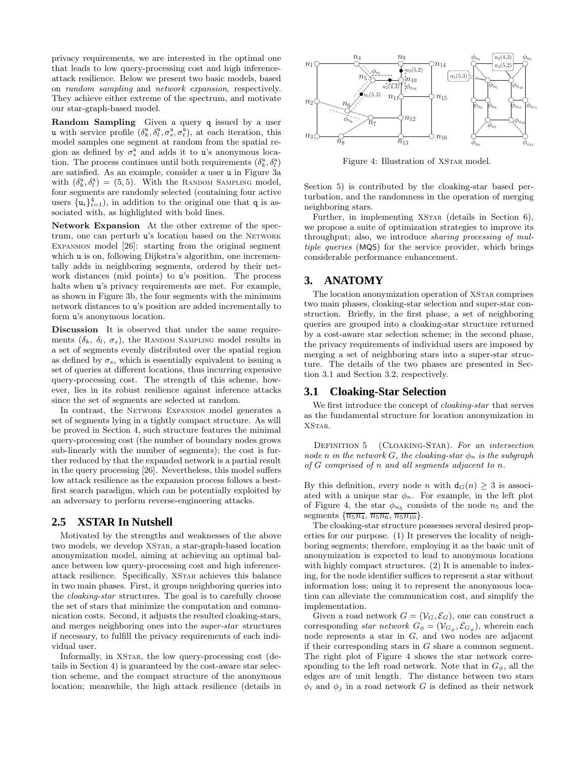privacy requirements, we are interested in the optimal one that leads to low query-processing cost and high inference-attack resilience. Below we present two basic models, based on *random sampling* and *network expansion*, respectively. They achieve either extreme of the spectrum, and motivate our star-graph-based model.

**Random Sampling** Given a query q issued by a user u with service profile $(\delta_k^u, \delta_l^u, \sigma_s^u, \sigma_t^u)$, at each iteration, this model samples one segment at random from the spatial region as defined by $\sigma_s^u$ and adds it to u's anonymous location. The process continues until both requirements $(\delta_k^u, \delta_l^u)$ are satisfied. As an example, consider a user u in Figure 3a with $(\delta_k^u, \delta_l^u) = (5, 5)$. With the Random Sampling model, four segments are randomly selected (containing four active users $\{u_i\}_{i=1}^4$), in addition to the original one that q is associated with, as highlighted with bold lines.

**Network Expansion** At the other extreme of the spectrum, one can perturb u's location based on the Network Expansion model [26]: starting from the original segment which u is on, following Dijkstra's algorithm, one incrementally adds in neighboring segments, ordered by their network distances (mid points) to u's position. The process halts when u's privacy requirements are met. For example, as shown in Figure 3b, the four segments with the minimum network distances to u's position are added incrementally to form u's anonymous location.

**Discussion** It is observed that under the same requirements $(\delta_k, \delta_l, \sigma_s)$, the Random Sampling model results in a set of segments evenly distributed over the spatial region as defined by $\sigma_s$, which is essentially equivalent to issuing a set of queries at different locations, thus incurring expensive query-processing cost. The strength of this scheme, however, lies in its robust resilience against inference attacks since the set of segments are selected at random.

In contrast, the Network Expansion model generates a set of segments lying in a tightly compact structure. As will be proved in Section 4, such structure features the minimal query-processing cost (the number of boundary nodes grows sub-linearly with the number of segments); the cost is further reduced by that the expanded network is a partial result in the query processing [26]. Nevertheless, this model suffers low attack resilience as the expansion process follows a best-first search paradigm, which can be potentially exploited by an adversary to perform reverse-engineering attacks.

## 2.5 XSTAR In Nutshell

Motivated by the strengths and weaknesses of the above two models, we develop XStar, a star-graph-based location anonymization model, aiming at achieving an optimal balance between low query-processing cost and high inference-attack resilience. Specifically, XStar achieves this balance in two main phases. First, it groups neighboring queries into the *cloaking-star* structures. The goal is to carefully choose the set of stars that minimize the computation and communication costs. Second, it adjusts the resulted cloaking-stars, and merges neighboring ones into the *super-star* structures if necessary, to fulfill the privacy requirements of each individual user.

Informally, in XStar, the low query-processing cost (details in Section 4) is guaranteed by the cost-aware star selection scheme, and the compact structure of the anonymous location; meanwhile, the high attack resilience (details in Section 5) is contributed by the cloaking-star based perturbation, and the randomness in the operation of merging neighboring stars.

Further, in implementing XStar (details in Section 6), we propose a suite of optimization strategies to improve its throughput; also, we introduce *sharing processing of multiple queries* (MQS) for the service provider, which brings considerable performance enhancement.

Figure 4: Illustration of XStar model.

# 3. ANATOMY

The location anonymization operation of XStar comprises two main phases, cloaking-star selection and super-star construction. Briefly, in the first phase, a set of neighboring queries are grouped into a cloaking-star structure returned by a cost-aware star selection scheme; in the second phase, the privacy requirements of individual users are imposed by merging a set of neighboring stars into a super-star structure. The details of the two phases are presented in Section 3.1 and Section 3.2, respectively.

## 3.1 Cloaking-Star Selection

We first introduce the concept of *cloaking-star* that serves as the fundamental structure for location anonymization in XStar.

Definition 5 (Cloaking-Star). *For an intersection node $n$ in the network $G$, the cloaking-star $\phi_n$ is the subgraph of $G$ comprised of $n$ and all segments adjacent to $n$.*

By this definition, every node $n$ with $\mathsf{d}_G(n) \geq 3$ is associated with a unique star $\phi_n$. For example, in the left plot of Figure 4, the star $\phi_{n_5}$ consists of the node $n_5$ and the segments $\{\overline{n_5n_4}, \overline{n_5n_6}, \overline{n_5n_{10}}\}$.

The cloaking-star structure possesses several desired properties for our purpose. (1) It preserves the locality of neighboring segments; therefore, employing it as the basic unit of anonymization is expected to lead to anonymous locations with highly compact structures. (2) It is amenable to indexing, for the node identifier suffices to represent a star without information loss; using it to represent the anonymous location can alleviate the communication cost, and simplify the implementation.

Given a road network $G = (\mathcal{V}_G, \mathcal{E}_G)$, one can construct a corresponding *star network* $G_\phi = (\mathcal{V}_{G_\phi}, \mathcal{E}_{G_\phi})$, wherein each node represents a star in $G$, and two nodes are adjacent if their corresponding stars in $G$ share a common segment. The right plot of Figure 4 shows the star network corresponding to the left road network. Note that in $G_\phi$, all the edges are of unit length. The distance between two stars $\phi_i$ and $\phi_j$ in a road network $G$ is defined as their network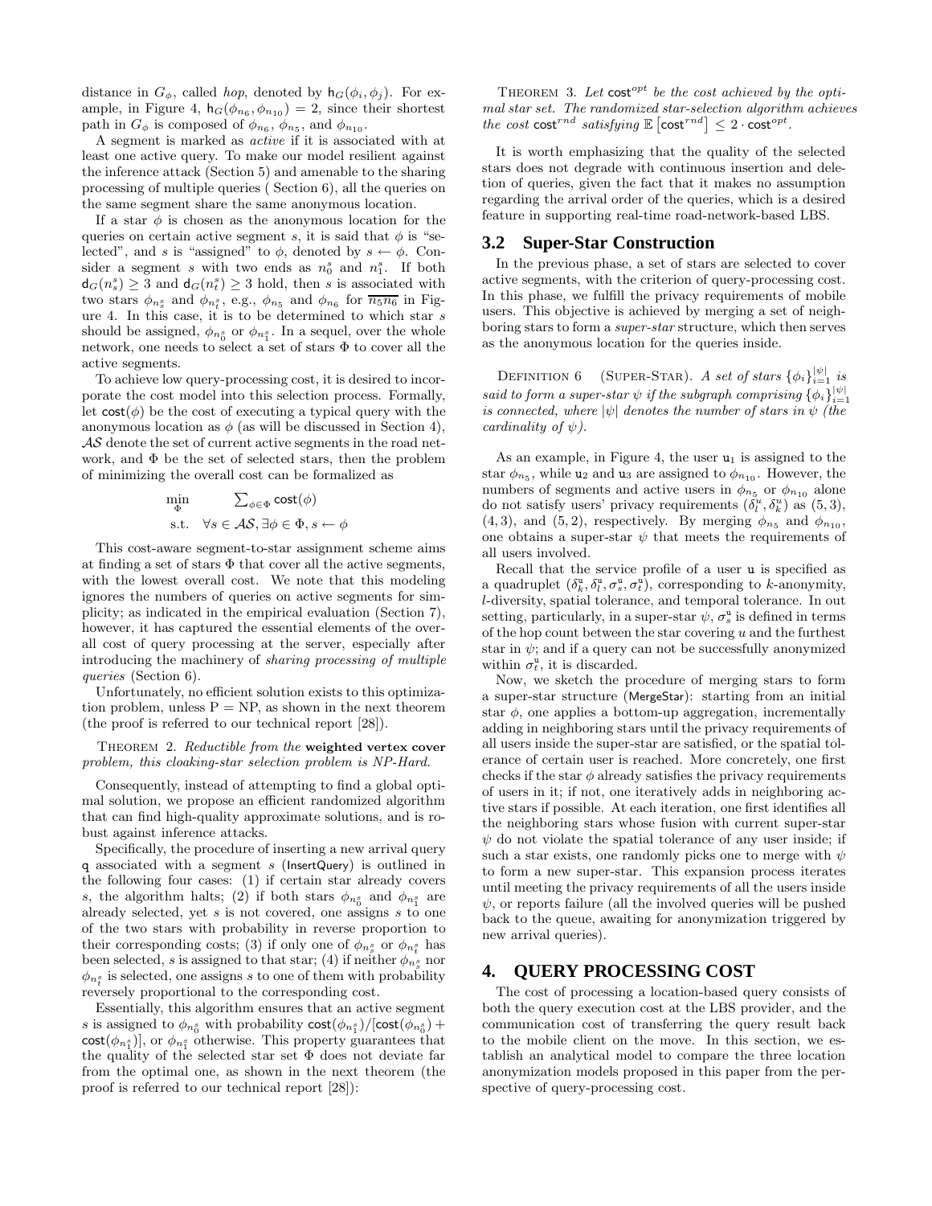distance in $G_\phi$, called *hop*, denoted by $\mathsf{h}_G(\phi_i, \phi_j)$. For example, in Figure 4, $\mathsf{h}_G(\phi_{n_6}, \phi_{n_{10}}) = 2$, since their shortest path in $G_\phi$ is composed of $\phi_{n_6}$, $\phi_{n_5}$, and $\phi_{n_{10}}$.

A segment is marked as *active* if it is associated with at least one active query. To make our model resilient against the inference attack (Section 5) and amenable to the sharing processing of multiple queries ( Section 6), all the queries on the same segment share the same anonymous location.

If a star $\phi$ is chosen as the anonymous location for the queries on certain active segment $s$, it is said that $\phi$ is "selected", and $s$ is "assigned" to $\phi$, denoted by $s \leftarrow \phi$. Consider a segment $s$ with two ends as $n_0^s$ and $n_1^s$. If both $\mathsf{d}_G(n_s^s) \geq 3$ and $\mathsf{d}_G(n_t^s) \geq 3$ hold, then $s$ is associated with two stars $\phi_{n_s^s}$ and $\phi_{n_t^s}$, e.g., $\phi_{n_5}$ and $\phi_{n_6}$ for $\overline{n_5 n_6}$ in Figure 4. In this case, it is to be determined to which star $s$ should be assigned, $\phi_{n_0^s}$ or $\phi_{n_1^s}$. In a sequel, over the whole network, one needs to select a set of stars $\Phi$ to cover all the active segments.

To achieve low query-processing cost, it is desired to incorporate the cost model into this selection process. Formally, let $\mathsf{cost}(\phi)$ be the cost of executing a typical query with the anonymous location as $\phi$ (as will be discussed in Section 4), $\mathcal{AS}$ denote the set of current active segments in the road network, and $\Phi$ be the set of selected stars, then the problem of minimizing the overall cost can be formalized as

$$\min_{\Phi} \quad \sum_{\phi \in \Phi} \mathsf{cost}(\phi)$$
$$\text{s.t.} \quad \forall s \in \mathcal{AS}, \exists \phi \in \Phi, s \leftarrow \phi$$

This cost-aware segment-to-star assignment scheme aims at finding a set of stars $\Phi$ that cover all the active segments, with the lowest overall cost. We note that this modeling ignores the numbers of queries on active segments for simplicity; as indicated in the empirical evaluation (Section 7), however, it has captured the essential elements of the overall cost of query processing at the server, especially after introducing the machinery of *sharing processing of multiple queries* (Section 6).

Unfortunately, no efficient solution exists to this optimization problem, unless P = NP, as shown in the next theorem (the proof is referred to our technical report [28]).

THEOREM 2. *Reductible from the* **weighted vertex cover** *problem, this cloaking-star selection problem is NP-Hard.*

Consequently, instead of attempting to find a global optimal solution, we propose an efficient randomized algorithm that can find high-quality approximate solutions, and is robust against inference attacks.

Specifically, the procedure of inserting a new arrival query $\mathsf{q}$ associated with a segment $s$ (InsertQuery) is outlined in the following four cases: (1) if certain star already covers $s$, the algorithm halts; (2) if both stars $\phi_{n_0^s}$ and $\phi_{n_1^s}$ are already selected, yet $s$ is not covered, one assigns $s$ to one of the two stars with probability in reverse proportion to their corresponding costs; (3) if only one of $\phi_{n_s^s}$ or $\phi_{n_t^s}$ has been selected, $s$ is assigned to that star; (4) if neither $\phi_{n_s^s}$ nor $\phi_{n_t^s}$ is selected, one assigns $s$ to one of them with probability reversely proportional to the corresponding cost.

Essentially, this algorithm ensures that an active segment $s$ is assigned to $\phi_{n_0^s}$ with probability $\mathsf{cost}(\phi_{n_1^s})/[\mathsf{cost}(\phi_{n_0^s}) + \mathsf{cost}(\phi_{n_1^s})]$, or $\phi_{n_1^s}$ otherwise. This property guarantees that the quality of the selected star set $\Phi$ does not deviate far from the optimal one, as shown in the next theorem (the proof is referred to our technical report [28]):

THEOREM 3. *Let* $\mathsf{cost}^{opt}$ *be the cost achieved by the optimal star set. The randomized star-selection algorithm achieves the cost* $\mathsf{cost}^{rnd}$ *satisfying* $\mathbb{E}\left[\mathsf{cost}^{rnd}\right] \leq 2 \cdot \mathsf{cost}^{opt}$.

It is worth emphasizing that the quality of the selected stars does not degrade with continuous insertion and deletion of queries, given the fact that it makes no assumption regarding the arrival order of the queries, which is a desired feature in supporting real-time road-network-based LBS.

## 3.2 Super-Star Construction

In the previous phase, a set of stars are selected to cover active segments, with the criterion of query-processing cost. In this phase, we fulfill the privacy requirements of mobile users. This objective is achieved by merging a set of neighboring stars to form a *super-star* structure, which then serves as the anonymous location for the queries inside.

DEFINITION 6 (SUPER-STAR). *A set of stars* $\{\phi_i\}_{i=1}^{|\psi|}$ *is said to form a super-star* $\psi$ *if the subgraph comprising* $\{\phi_i\}_{i=1}^{|\psi|}$ *is connected, where* $|\psi|$ *denotes the number of stars in* $\psi$ *(the cardinality of* $\psi$*).*

As an example, in Figure 4, the user $\mathsf{u}_1$ is assigned to the star $\phi_{n_5}$, while $\mathsf{u}_2$ and $\mathsf{u}_3$ are assigned to $\phi_{n_{10}}$. However, the numbers of segments and active users in $\phi_{n_5}$ or $\phi_{n_{10}}$ alone do not satisfy users' privacy requirements $(\delta_l^u, \delta_k^u)$ as $(5,3)$, $(4,3)$, and $(5,2)$, respectively. By merging $\phi_{n_5}$ and $\phi_{n_{10}}$, one obtains a super-star $\psi$ that meets the requirements of all users involved.

Recall that the service profile of a user $\mathsf{u}$ is specified as a quadruplet $(\delta_k^{\mathsf{u}}, \delta_l^{\mathsf{u}}, \sigma_s^{\mathsf{u}}, \sigma_t^{\mathsf{u}})$, corresponding to $k$-anonymity, $l$-diversity, spatial tolerance, and temporal tolerance. In out setting, particularly, in a super-star $\psi$, $\sigma_s^{\mathsf{u}}$ is defined in terms of the hop count between the star covering $u$ and the furthest star in $\psi$; and if a query can not be successfully anonymized within $\sigma_t^{\mathsf{u}}$, it is discarded.

Now, we sketch the procedure of merging stars to form a super-star structure (MergeStar): starting from an initial star $\phi$, one applies a bottom-up aggregation, incrementally adding in neighboring stars until the privacy requirements of all users inside the super-star are satisfied, or the spatial tolerance of certain user is reached. More concretely, one first checks if the star $\phi$ already satisfies the privacy requirements of users in it; if not, one iteratively adds in neighboring active stars if possible. At each iteration, one first identifies all the neighboring stars whose fusion with current super-star $\psi$ do not violate the spatial tolerance of any user inside; if such a star exists, one randomly picks one to merge with $\psi$ to form a new super-star. This expansion process iterates until meeting the privacy requirements of all the users inside $\psi$, or reports failure (all the involved queries will be pushed back to the queue, awaiting for anonymization triggered by new arrival queries).

# 4. QUERY PROCESSING COST

The cost of processing a location-based query consists of both the query execution cost at the LBS provider, and the communication cost of transferring the query result back to the mobile client on the move. In this section, we establish an analytical model to compare the three location anonymization models proposed in this paper from the perspective of query-processing cost.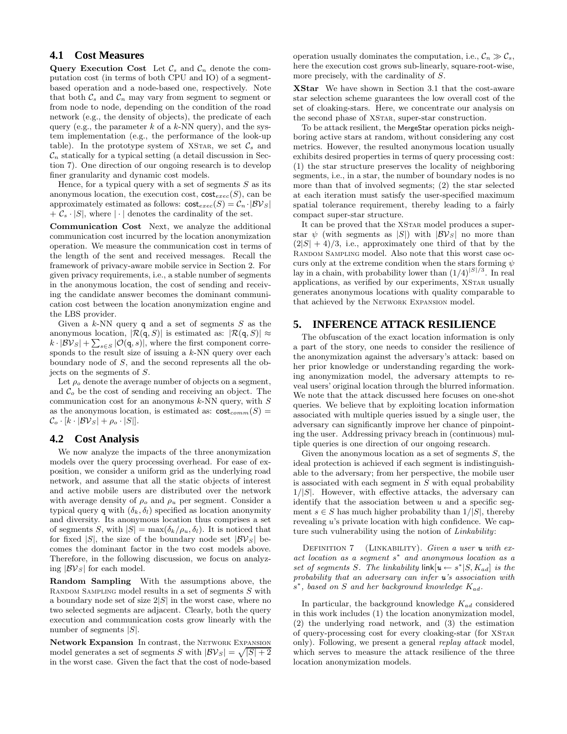## 4.1 Cost Measures

**Query Execution Cost** Let $\mathcal{C}_s$ and $\mathcal{C}_n$ denote the computation cost (in terms of both CPU and IO) of a segment-based operation and a node-based one, respectively. Note that both $\mathcal{C}_s$ and $\mathcal{C}_n$ may vary from segment to segment or from node to node, depending on the condition of the road network (e.g., the density of objects), the predicate of each query (e.g., the parameter $k$ of a $k$-NN query), and the system implementation (e.g., the performance of the look-up table). In the prototype system of XStar, we set $\mathcal{C}_s$ and $\mathcal{C}_n$ statically for a typical setting (a detail discussion in Section 7). One direction of our ongoing research is to develop finer granularity and dynamic cost models.

Hence, for a typical query with a set of segments $S$ as its anonymous location, the execution cost, $\mathsf{cost}_{exec}(S)$, can be approximately estimated as follows: $\mathsf{cost}_{exec}(S) = \mathcal{C}_n \cdot |\mathcal{BV}_S| + \mathcal{C}_s \cdot |S|$, where $|\cdot|$ denotes the cardinality of the set.

**Communication Cost** Next, we analyze the additional communication cost incurred by the location anonymization operation. We measure the communication cost in terms of the length of the sent and received messages. Recall the framework of privacy-aware mobile service in Section 2. For given privacy requirements, i.e., a stable number of segments in the anonymous location, the cost of sending and receiving the candidate answer becomes the dominant communication cost between the location anonymization engine and the LBS provider.

Given a $k$-NN query $\mathsf{q}$ and a set of segments $S$ as the anonymous location, $|\mathcal{R}(\mathsf{q}, S)|$ is estimated as: $|\mathcal{R}(\mathsf{q}, S)| \approx k \cdot |\mathcal{BV}_S| + \sum_{s \in S} |\mathcal{O}(\mathsf{q}, s)|$, where the first component corresponds to the result size of issuing a $k$-NN query over each boundary node of $S$, and the second represents all the objects on the segments of $S$.

Let $\rho_o$ denote the average number of objects on a segment, and $\mathcal{C}_o$ be the cost of sending and receiving an object. The communication cost for an anonymous $k$-NN query, with $S$ as the anonymous location, is estimated as: $\mathsf{cost}_{comm}(S) = \mathcal{C}_o \cdot [k \cdot |\mathcal{BV}_S| + \rho_o \cdot |S|]$.

## 4.2 Cost Analysis

We now analyze the impacts of the three anonymization models over the query processing overhead. For ease of exposition, we consider a uniform grid as the underlying road network, and assume that all the static objects of interest and active mobile users are distributed over the network with average density of $\rho_o$ and $\rho_u$ per segment. Consider a typical query $\mathsf{q}$ with $(\delta_k, \delta_l)$ specified as location anonymity and diversity. Its anonymous location thus comprises a set of segments $S$, with $|S| = \max(\delta_k/\rho_u, \delta_l)$. It is noticed that for fixed $|S|$, the size of the boundary node set $|\mathcal{BV}_S|$ becomes the dominant factor in the two cost models above. Therefore, in the following discussion, we focus on analyzing $|\mathcal{BV}_S|$ for each model.

**Random Sampling** With the assumptions above, the Random Sampling model results in a set of segments $S$ with a boundary node set of size $2|S|$ in the worst case, where no two selected segments are adjacent. Clearly, both the query execution and communication costs grow linearly with the number of segments $|S|$.

**Network Expansion** In contrast, the Network Expansion model generates a set of segments $S$ with $|\mathcal{BV}_S| = \sqrt{|S| + 2}$ in the worst case. Given the fact that the cost of node-based operation usually dominates the computation, i.e., $\mathcal{C}_n \gg \mathcal{C}_s$, here the execution cost grows sub-linearly, square-root-wise, more precisely, with the cardinality of $S$.

**XStar** We have shown in Section 3.1 that the cost-aware star selection scheme guarantees the low overall cost of the set of cloaking-stars. Here, we concentrate our analysis on the second phase of XStar, super-star construction.

To be attack resilient, the MergeStar operation picks neighboring active stars at random, without considering any cost metrics. However, the resulted anonymous location usually exhibits desired properties in terms of query processing cost: (1) the star structure preserves the locality of neighboring segments, i.e., in a star, the number of boundary nodes is no more than that of involved segments; (2) the star selected at each iteration must satisfy the user-specified maximum spatial tolerance requirement, thereby leading to a fairly compact super-star structure.

It can be proved that the XStar model produces a super-star $\psi$ (with segments as $|S|$) with $|\mathcal{BV}_S|$ no more than $(2|S| + 4)/3$, i.e., approximately one third of that by the Random Sampling model. Also note that this worst case occurs only at the extreme condition when the stars forming $\psi$ lay in a chain, with probability lower than $(1/4)^{|S|/3}$. In real applications, as verified by our experiments, XStar usually generates anonymous locations with quality comparable to that achieved by the Network Expansion model.

# 5. INFERENCE ATTACK RESILIENCE

The obfuscation of the exact location information is only a part of the story, one needs to consider the resilience of the anonymization against the adversary's attack: based on her prior knowledge or understanding regarding the working anonymization model, the adversary attempts to reveal users' original location through the blurred information. We note that the attack discussed here focuses on one-shot queries. We believe that by exploiting location information associated with multiple queries issued by a single user, the adversary can significantly improve her chance of pinpointing the user. Addressing privacy breach in (continuous) multiple queries is one direction of our ongoing research.

Given the anonymous location as a set of segments $S$, the ideal protection is achieved if each segment is indistinguishable to the adversary; from her perspective, the mobile user is associated with each segment in $S$ with equal probability $1/|S|$. However, with effective attacks, the adversary can identify that the association between $u$ and a specific segment $s \in S$ has much higher probability than $1/|S|$, thereby revealing $u$'s private location with high confidence. We capture such vulnerability using the notion of *Linkability*:

Definition 7 (Linkability). *Given a user $\mathsf{u}$ with exact location as a segment $s^*$ and anonymous location as a set of segments $S$. The linkability $\mathsf{link}[\mathsf{u} \leftarrow s^*|S, K_{ad}]$ is the probability that an adversary can infer $\mathsf{u}$'s association with $s^*$, based on $S$ and her background knowledge $K_{ad}$.*

In particular, the background knowledge $K_{ad}$ considered in this work includes (1) the location anonymization model, (2) the underlying road network, and (3) the estimation of query-processing cost for every cloaking-star (for XStar only). Following, we present a general *replay attack* model, which serves to measure the attack resilience of the three location anonymization models.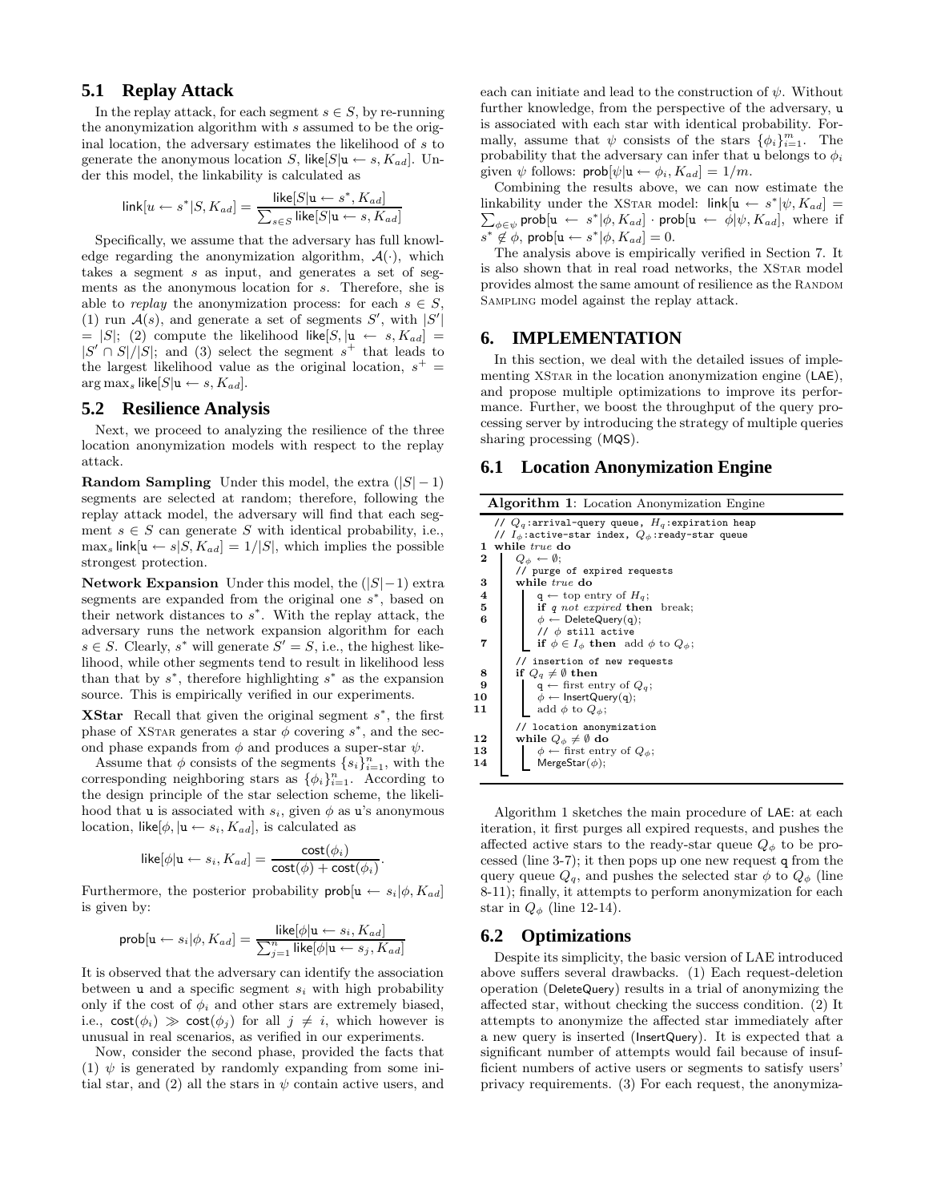## 5.1 Replay Attack

In the replay attack, for each segment $s \in S$, by re-running the anonymization algorithm with $s$ assumed to be the original location, the adversary estimates the likelihood of $s$ to generate the anonymous location $S$, $\mathsf{like}[S|\mathtt{u} \leftarrow s, K_{ad}]$. Under this model, the linkability is calculated as

$$\mathsf{link}[u \leftarrow s^*|S, K_{ad}] = \frac{\mathsf{like}[S|\mathtt{u} \leftarrow s^*, K_{ad}]}{\sum_{s \in S} \mathsf{like}[S|\mathtt{u} \leftarrow s, K_{ad}]}$$

Specifically, we assume that the adversary has full knowledge regarding the anonymization algorithm, $\mathcal{A}(\cdot)$, which takes a segment $s$ as input, and generates a set of segments as the anonymous location for $s$. Therefore, she is able to *replay* the anonymization process: for each $s \in S$, (1) run $\mathcal{A}(s)$, and generate a set of segments $S'$, with $|S'| = |S|$; (2) compute the likelihood $\mathsf{like}[S, |\mathtt{u} \leftarrow s, K_{ad}] = |S' \cap S|/|S|$; and (3) select the segment $s^+$ that leads to the largest likelihood value as the original location, $s^+ = \arg\max_s \mathsf{like}[S|\mathtt{u} \leftarrow s, K_{ad}]$.

## 5.2 Resilience Analysis

Next, we proceed to analyzing the resilience of the three location anonymization models with respect to the replay attack.

**Random Sampling** Under this model, the extra $(|S|-1)$ segments are selected at random; therefore, following the replay attack model, the adversary will find that each segment $s \in S$ can generate $S$ with identical probability, i.e., $\max_s \mathsf{link}[\mathtt{u} \leftarrow s|S, K_{ad}] = 1/|S|$, which implies the possible strongest protection.

**Network Expansion** Under this model, the $(|S|-1)$ extra segments are expanded from the original one $s^*$, based on their network distances to $s^*$. With the replay attack, the adversary runs the network expansion algorithm for each $s \in S$. Clearly, $s^*$ will generate $S' = S$, i.e., the highest likelihood, while other segments tend to result in likelihood less than that by $s^*$, therefore highlighting $s^*$ as the expansion source. This is empirically verified in our experiments.

**XStar** Recall that given the original segment $s^*$, the first phase of XStar generates a star $\phi$ covering $s^*$, and the second phase expands from $\phi$ and produces a super-star $\psi$.

Assume that $\phi$ consists of the segments $\{s_i\}_{i=1}^n$, with the corresponding neighboring stars as $\{\phi_i\}_{i=1}^n$. According to the design principle of the star selection scheme, the likelihood that $\mathtt{u}$ is associated with $s_i$, given $\phi$ as $\mathtt{u}$'s anonymous location, $\mathsf{like}[\phi, |\mathtt{u} \leftarrow s_i, K_{ad}]$, is calculated as

$$\mathsf{like}[\phi|\mathtt{u} \leftarrow s_i, K_{ad}] = \frac{\mathsf{cost}(\phi_i)}{\mathsf{cost}(\phi) + \mathsf{cost}(\phi_i)}.$$

Furthermore, the posterior probability $\mathsf{prob}[\mathtt{u} \leftarrow s_i|\phi, K_{ad}]$ is given by:

$$\mathsf{prob}[\mathtt{u} \leftarrow s_i|\phi, K_{ad}] = \frac{\mathsf{like}[\phi|\mathtt{u} \leftarrow s_i, K_{ad}]}{\sum_{j=1}^n \mathsf{like}[\phi|\mathtt{u} \leftarrow s_j, K_{ad}]}$$

It is observed that the adversary can identify the association between $\mathtt{u}$ and a specific segment $s_i$ with high probability only if the cost of $\phi_i$ and other stars are extremely biased, i.e., $\mathsf{cost}(\phi_i) \gg \mathsf{cost}(\phi_j)$ for all $j \neq i$, which however is unusual in real scenarios, as verified in our experiments.

Now, consider the second phase, provided the facts that (1) $\psi$ is generated by randomly expanding from some initial star, and (2) all the stars in $\psi$ contain active users, and each can initiate and lead to the construction of $\psi$. Without further knowledge, from the perspective of the adversary, $\mathtt{u}$ is associated with each star with identical probability. Formally, assume that $\psi$ consists of the stars $\{\phi_i\}_{i=1}^m$. The probability that the adversary can infer that $\mathtt{u}$ belongs to $\phi_i$ given $\psi$ follows: $\mathsf{prob}[\psi|\mathtt{u} \leftarrow \phi_i, K_{ad}] = 1/m$.

Combining the results above, we can now estimate the linkability under the XStar model: $\mathsf{link}[\mathtt{u} \leftarrow s^*|\psi, K_{ad}] = \sum_{\phi \in \psi} \mathsf{prob}[\mathtt{u} \leftarrow s^*|\phi, K_{ad}] \cdot \mathsf{prob}[\mathtt{u} \leftarrow \phi|\psi, K_{ad}]$, where if $s^* \notin \phi$, $\mathsf{prob}[\mathtt{u} \leftarrow s^*|\phi, K_{ad}] = 0$.

The analysis above is empirically verified in Section 7. It is also shown that in real road networks, the XStar model provides almost the same amount of resilience as the Random Sampling model against the replay attack.

# 6. IMPLEMENTATION

In this section, we deal with the detailed issues of implementing XStar in the location anonymization engine (LAE), and propose multiple optimizations to improve its performance. Further, we boost the throughput of the query processing server by introducing the strategy of multiple queries sharing processing (MQS).

## 6.1 Location Anonymization Engine

**Algorithm 1**: Location Anonymization Engine

```
   // Q_q:arrival-query queue, H_q:expiration heap
   // I_φ:active-star index, Q_φ:ready-star queue
1  while true do
2      Q_φ ← ∅;
       // purge of expired requests
3      while true do
4          q ← top entry of H_q;
5          if q not expired then break;
6          φ ← DeleteQuery(q);
           // φ still active
7          if φ ∈ I_φ then add φ to Q_φ;
       // insertion of new requests
8      if Q_q ≠ ∅ then
9          q ← first entry of Q_q;
10         φ ← InsertQuery(q);
11         add φ to Q_φ;
       // location anonymization
12     while Q_φ ≠ ∅ do
13         φ ← first entry of Q_φ;
14         MergeStar(φ);
```

Algorithm 1 sketches the main procedure of LAE: at each iteration, it first purges all expired requests, and pushes the affected active stars to the ready-star queue $Q_\phi$ to be processed (line 3-7); it then pops up one new request q from the query queue $Q_q$, and pushes the selected star $\phi$ to $Q_\phi$ (line 8-11); finally, it attempts to perform anonymization for each star in $Q_\phi$ (line 12-14).

## 6.2 Optimizations

Despite its simplicity, the basic version of LAE introduced above suffers several drawbacks. (1) Each request-deletion operation (DeleteQuery) results in a trial of anonymizing the affected star, without checking the success condition. (2) It attempts to anonymize the affected star immediately after a new query is inserted (InsertQuery). It is expected that a significant number of attempts would fail because of insufficient numbers of active users or segments to satisfy users' privacy requirements. (3) For each request, the anonymiza-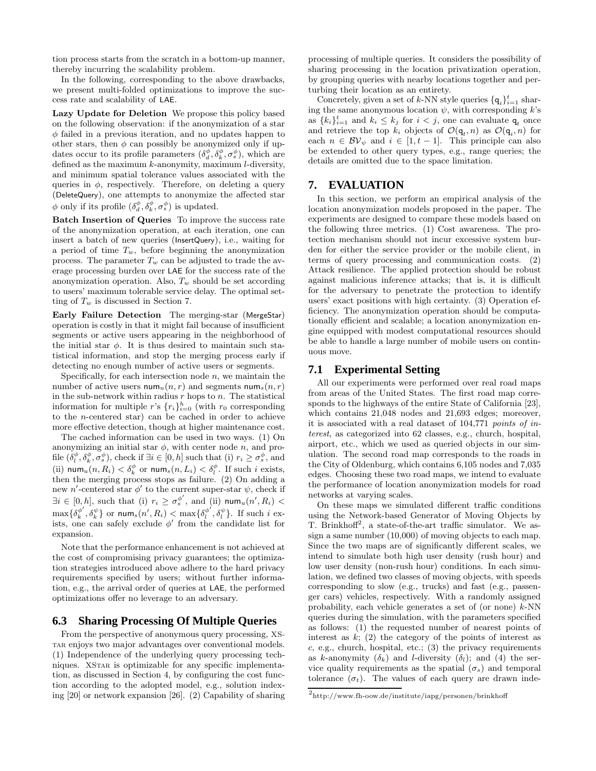tion process starts from the scratch in a bottom-up manner, thereby incurring the scalability problem.

In the following, corresponding to the above drawbacks, we present multi-folded optimizations to improve the success rate and scalability of LAE.

**Lazy Update for Deletion** We propose this policy based on the following observation: if the anonymization of a star $\phi$ failed in a previous iteration, and no updates happen to other stars, then $\phi$ can possibly be anonymized only if updates occur to its profile parameters $(\delta_d^\phi, \delta_k^\phi, \sigma_s^\phi)$, which are defined as the maximum $k$-anonymity, maximum $l$-diversity, and minimum spatial tolerance values associated with the queries in $\phi$, respectively. Therefore, on deleting a query (DeleteQuery), one attempts to anonymize the affected star $\phi$ only if its profile $(\delta_d^\phi, \delta_k^\phi, \sigma_s^\phi)$ is updated.

**Batch Insertion of Queries** To improve the success rate of the anonymization operation, at each iteration, one can insert a batch of new queries (InsertQuery), i.e., waiting for a period of time $T_w$, before beginning the anonymization process. The parameter $T_w$ can be adjusted to trade the average processing burden over LAE for the success rate of the anonymization operation. Also, $T_w$ should be set according to users' maximum tolerable service delay. The optimal setting of $T_w$ is discussed in Section 7.

**Early Failure Detection** The merging-star (MergeStar) operation is costly in that it might fail because of insufficient segments or active users appearing in the neighborhood of the initial star $\phi$. It is thus desired to maintain such statistical information, and stop the merging process early if detecting no enough number of active users or segments.

Specifically, for each intersection node $n$, we maintain the number of active users $\mathsf{num}_u(n, r)$ and segments $\mathsf{num}_s(n, r)$ in the sub-network within radius $r$ hops to $n$. The statistical information for multiple $r$'s $\{r_i\}_{i=0}^h$ (with $r_0$ corresponding to the $n$-centered star) can be cached in order to achieve more effective detection, though at higher maintenance cost.

The cached information can be used in two ways. (1) On anonymizing an initial star $\phi$, with center node $n$, and profile $(\delta_l^\phi, \delta_k^\phi, \sigma_s^\phi)$, check if $\exists i \in [0, h]$ such that (i) $r_i \geq \sigma_s^\phi$, and (ii) $\mathsf{num}_u(n, R_i) < \delta_k^\phi$ or $\mathsf{num}_s(n, L_i) < \delta_l^\phi$. If such $i$ exists, then the merging process stops as failure. (2) On adding a new $n'$-centered star $\phi'$ to the current super-star $\psi$, check if $\exists i \in [0, h]$, such that (i) $r_i \geq \sigma_s^{\phi'}$, and (ii) $\mathsf{num}_u(n', R_i) < \max\{\delta_k^{\phi'}, \delta_k^\psi\}$ or $\mathsf{num}_s(n', R_i) < \max\{\delta_l^{\phi'}, \delta_l^\psi\}$. If such $i$ exists, one can safely exclude $\phi'$ from the candidate list for expansion.

Note that the performance enhancement is not achieved at the cost of compromising privacy guarantees; the optimization strategies introduced above adhere to the hard privacy requirements specified by users; without further information, e.g., the arrival order of queries at LAE, the performed optimizations offer no leverage to an adversary.

## 6.3 Sharing Processing Of Multiple Queries

From the perspective of anonymous query processing, XStar enjoys two major advantages over conventional models. (1) Independence of the underlying query processing techniques. XStar is optimizable for any specific implementation, as discussed in Section 4, by configuring the cost function according to the adopted model, e.g., solution indexing [20] or network expansion [26]. (2) Capability of sharing processing of multiple queries. It considers the possibility of sharing processing in the location privatization operation, by grouping queries with nearby locations together and perturbing their location as an entirety.

Concretely, given a set of $k$-NN style queries $\{\mathsf{q}_i\}_{i=1}^t$ sharing the same anonymous location $\psi$, with corresponding $k$'s as $\{k_i\}_{i=1}^t$ and $k_i \leq k_j$ for $i < j$, one can evaluate $\mathsf{q}_t$ once and retrieve the top $k_i$ objects of $\mathcal{O}(\mathsf{q}_t, n)$ as $\mathcal{O}(\mathsf{q}_i, n)$ for each $n \in \mathcal{BV}_\psi$ and $i \in [1, t-1]$. This principle can also be extended to other query types, e.g., range queries; the details are omitted due to the space limitation.

# 7. EVALUATION

In this section, we perform an empirical analysis of the location anonymization models proposed in the paper. The experiments are designed to compare these models based on the following three metrics. (1) Cost awareness. The protection mechanism should not incur excessive system burden for either the service provider or the mobile client, in terms of query processing and communication costs. (2) Attack resilience. The applied protection should be robust against malicious inference attacks; that is, it is difficult for the adversary to penetrate the protection to identify users' exact positions with high certainty. (3) Operation efficiency. The anonymization operation should be computationally efficient and scalable; a location anonymization engine equipped with modest computational resources should be able to handle a large number of mobile users on continuous move.

## 7.1 Experimental Setting

All our experiments were performed over real road maps from areas of the United States. The first road map corresponds to the highways of the entire State of California [23], which contains 21,048 nodes and 21,693 edges; moreover, it is associated with a real dataset of 104,771 *points of interest*, as categorized into 62 classes, e.g., church, hospital, airport, etc., which we used as queried objects in our simulation. The second road map corresponds to the roads in the City of Oldenburg, which contains 6,105 nodes and 7,035 edges. Choosing these two road maps, we intend to evaluate the performance of location anonymization models for road networks at varying scales.

On these maps we simulated different traffic conditions using the Network-based Generator of Moving Objects by T. Brinkhoff[2], a state-of-the-art traffic simulator. We assign a same number (10,000) of moving objects to each map. Since the two maps are of significantly different scales, we intend to simulate both high user density (rush hour) and low user density (non-rush hour) conditions. In each simulation, we defined two classes of moving objects, with speeds corresponding to slow (e.g., trucks) and fast (e.g., passenger cars) vehicles, respectively. With a randomly assigned probability, each vehicle generates a set of (or none) $k$-NN queries during the simulation, with the parameters specified as follows: (1) the requested number of nearest points of interest as $k$; (2) the category of the points of interest as $c$, e.g., church, hospital, etc.; (3) the privacy requirements as $k$-anonymity ($\delta_k$) and $l$-diversity ($\delta_l$); and (4) the service quality requirements as the spatial ($\sigma_s$) and temporal tolerance ($\sigma_t$). The values of each query are drawn inde-

[2] http://www.fh-oow.de/institute/iapg/personen/brinkhoff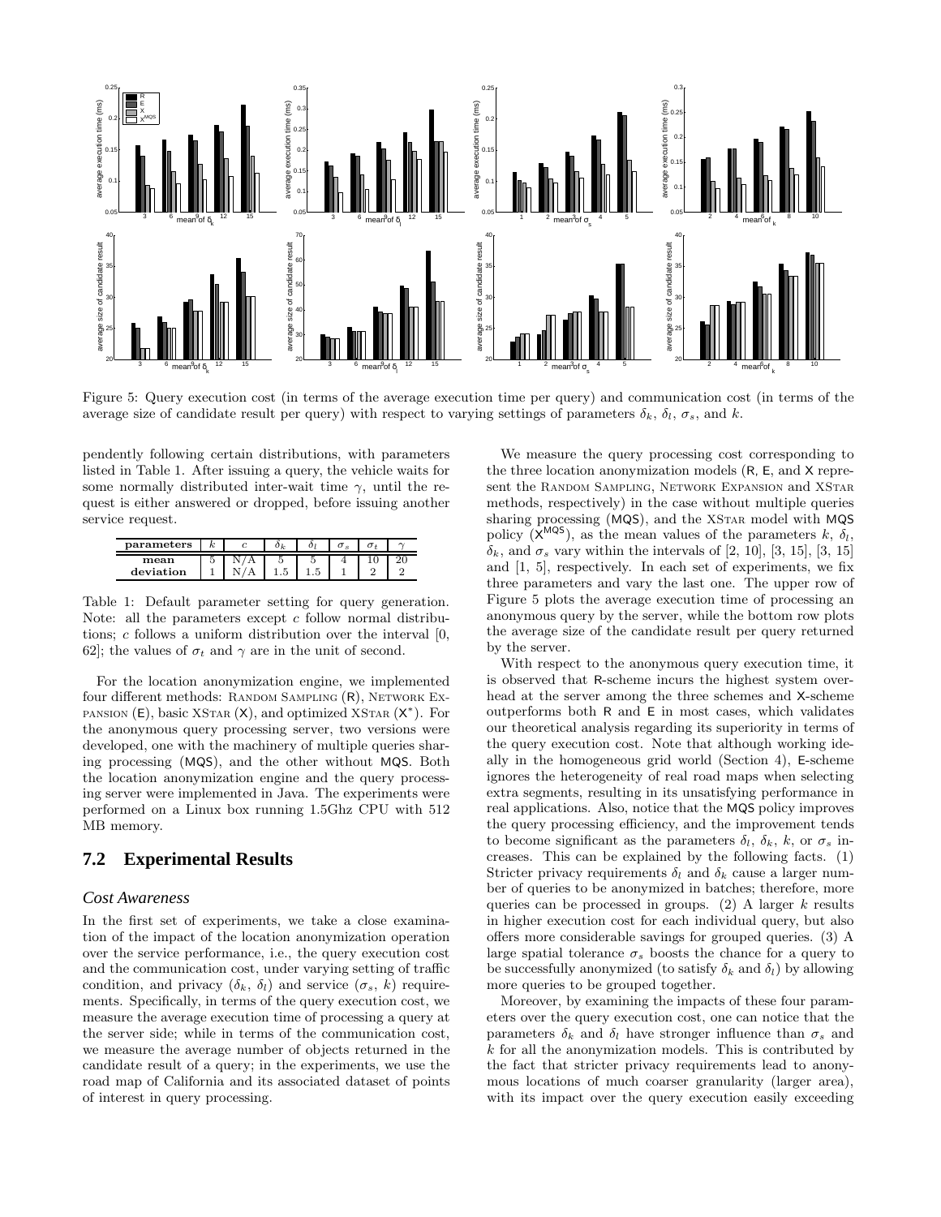Figure 5: Query execution cost (in terms of the average execution time per query) and communication cost (in terms of the average size of candidate result per query) with respect to varying settings of parameters $\delta_k$, $\delta_l$, $\sigma_s$, and $k$.

pendently following certain distributions, with parameters listed in Table 1. After issuing a query, the vehicle waits for some normally distributed inter-wait time $\gamma$, until the request is either answered or dropped, before issuing another service request.

| parameters | $k$ | $c$ | $\delta_k$ | $\delta_l$ | $\sigma_s$ | $\sigma_t$ | $\gamma$ |
|---|---|---|---|---|---|---|---|
| mean | 5 | N/A | 5 | 5 | 4 | 10 | 20 |
| deviation | 1 | N/A | 1.5 | 1.5 | 1 | 2 | 2 |

Table 1: Default parameter setting for query generation. Note: all the parameters except $c$ follow normal distributions; $c$ follows a uniform distribution over the interval [0, 62]; the values of $\sigma_t$ and $\gamma$ are in the unit of second.

For the location anonymization engine, we implemented four different methods: Random Sampling (R), Network Expansion (E), basic XStar (X), and optimized XStar ($X^*$). For the anonymous query processing server, two versions were developed, one with the machinery of multiple queries sharing processing (MQS), and the other without MQS. Both the location anonymization engine and the query processing server were implemented in Java. The experiments were performed on a Linux box running 1.5Ghz CPU with 512 MB memory.

## 7.2 Experimental Results

### *Cost Awareness*

In the first set of experiments, we take a close examination of the impact of the location anonymization operation over the service performance, i.e., the query execution cost and the communication cost, under varying setting of traffic condition, and privacy ($\delta_k$, $\delta_l$) and service ($\sigma_s$, $k$) requirements. Specifically, in terms of the query execution cost, we measure the average execution time of processing a query at the server side; while in terms of the communication cost, we measure the average number of objects returned in the candidate result of a query; in the experiments, we use the road map of California and its associated dataset of points of interest in query processing.

We measure the query processing cost corresponding to the three location anonymization models (R, E, and X represent the Random Sampling, Network Expansion and XStar methods, respectively) in the case without multiple queries sharing processing (MQS), and the XStar model with MQS policy ($X^{MQS}$), as the mean values of the parameters $k$, $\delta_l$, $\delta_k$, and $\sigma_s$ vary within the intervals of [2, 10], [3, 15], [3, 15] and [1, 5], respectively. In each set of experiments, we fix three parameters and vary the last one. The upper row of Figure 5 plots the average execution time of processing an anonymous query by the server, while the bottom row plots the average size of the candidate result per query returned by the server.

With respect to the anonymous query execution time, it is observed that R-scheme incurs the highest system overhead at the server among the three schemes and X-scheme outperforms both R and E in most cases, which validates our theoretical analysis regarding its superiority in terms of the query execution cost. Note that although working ideally in the homogeneous grid world (Section 4), E-scheme ignores the heterogeneity of real road maps when selecting extra segments, resulting in its unsatisfying performance in real applications. Also, notice that the MQS policy improves the query processing efficiency, and the improvement tends to become significant as the parameters $\delta_l$, $\delta_k$, $k$, or $\sigma_s$ increases. This can be explained by the following facts. (1) Stricter privacy requirements $\delta_l$ and $\delta_k$ cause a larger number of queries to be anonymized in batches; therefore, more queries can be processed in groups. (2) A larger $k$ results in higher execution cost for each individual query, but also offers more considerable savings for grouped queries. (3) A large spatial tolerance $\sigma_s$ boosts the chance for a query to be successfully anonymized (to satisfy $\delta_k$ and $\delta_l$) by allowing more queries to be grouped together.

Moreover, by examining the impacts of these four parameters over the query execution cost, one can notice that the parameters $\delta_k$ and $\delta_l$ have stronger influence than $\sigma_s$ and $k$ for all the anonymization models. This is contributed by the fact that stricter privacy requirements lead to anonymous locations of much coarser granularity (larger area), with its impact over the query execution easily exceeding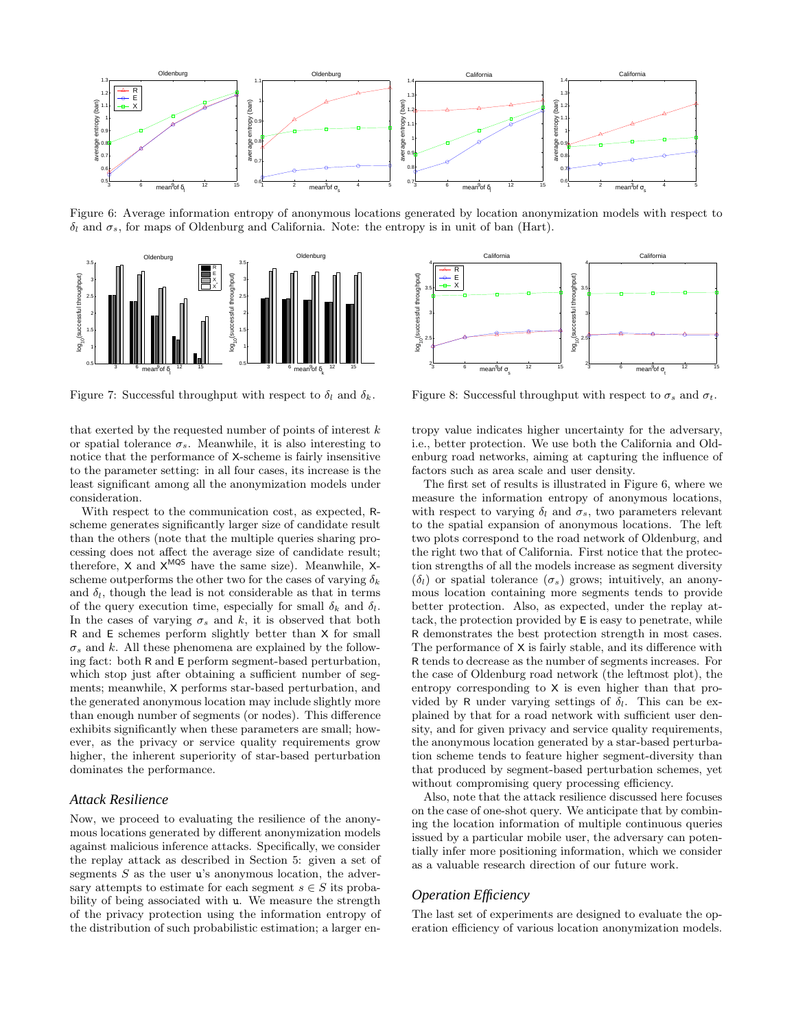Figure 6: Average information entropy of anonymous locations generated by location anonymization models with respect to $\delta_l$ and $\sigma_s$, for maps of Oldenburg and California. Note: the entropy is in unit of ban (Hart).

Figure 7: Successful throughput with respect to $\delta_l$ and $\delta_k$.

Figure 8: Successful throughput with respect to $\sigma_s$ and $\sigma_t$.

that exerted by the requested number of points of interest $k$ or spatial tolerance $\sigma_s$. Meanwhile, it is also interesting to notice that the performance of X-scheme is fairly insensitive to the parameter setting: in all four cases, its increase is the least significant among all the anonymization models under consideration.

With respect to the communication cost, as expected, R-scheme generates significantly larger size of candidate result than the others (note that the multiple queries sharing processing does not affect the average size of candidate result; therefore, X and $X^{MQS}$ have the same size). Meanwhile, X-scheme outperforms the other two for the cases of varying $\delta_k$ and $\delta_l$, though the lead is not considerable as that in terms of the query execution time, especially for small $\delta_k$ and $\delta_l$. In the cases of varying $\sigma_s$ and $k$, it is observed that both R and E schemes perform slightly better than X for small $\sigma_s$ and $k$. All these phenomena are explained by the following fact: both R and E perform segment-based perturbation, which stop just after obtaining a sufficient number of segments; meanwhile, X performs star-based perturbation, and the generated anonymous location may include slightly more than enough number of segments (or nodes). This difference exhibits significantly when these parameters are small; however, as the privacy or service quality requirements grow higher, the inherent superiority of star-based perturbation dominates the performance.

### Attack Resilience

Now, we proceed to evaluating the resilience of the anonymous locations generated by different anonymization models against malicious inference attacks. Specifically, we consider the replay attack as described in Section 5: given a set of segments $S$ as the user u's anonymous location, the adversary attempts to estimate for each segment $s \in S$ its probability of being associated with u. We measure the strength of the privacy protection using the information entropy of the distribution of such probabilistic estimation; a larger entropy value indicates higher uncertainty for the adversary, i.e., better protection. We use both the California and Oldenburg road networks, aiming at capturing the influence of factors such as area scale and user density.

The first set of results is illustrated in Figure 6, where we measure the information entropy of anonymous locations, with respect to varying $\delta_l$ and $\sigma_s$, two parameters relevant to the spatial expansion of anonymous locations. The left two plots correspond to the road network of Oldenburg, and the right two that of California. First notice that the protection strengths of all the models increase as segment diversity ($\delta_l$) or spatial tolerance ($\sigma_s$) grows; intuitively, an anonymous location containing more segments tends to provide better protection. Also, as expected, under the replay attack, the protection provided by E is easy to penetrate, while R demonstrates the best protection strength in most cases. The performance of X is fairly stable, and its difference with R tends to decrease as the number of segments increases. For the case of Oldenburg road network (the leftmost plot), the entropy corresponding to X is even higher than that provided by R under varying settings of $\delta_l$. This can be explained by that for a road network with sufficient user density, and for given privacy and service quality requirements, the anonymous location generated by a star-based perturbation scheme tends to feature higher segment-diversity than that produced by segment-based perturbation schemes, yet without compromising query processing efficiency.

Also, note that the attack resilience discussed here focuses on the case of one-shot query. We anticipate that by combining the location information of multiple continuous queries issued by a particular mobile user, the adversary can potentially infer more positioning information, which we consider as a valuable research direction of our future work.

### Operation Efficiency

The last set of experiments are designed to evaluate the operation efficiency of various location anonymization models.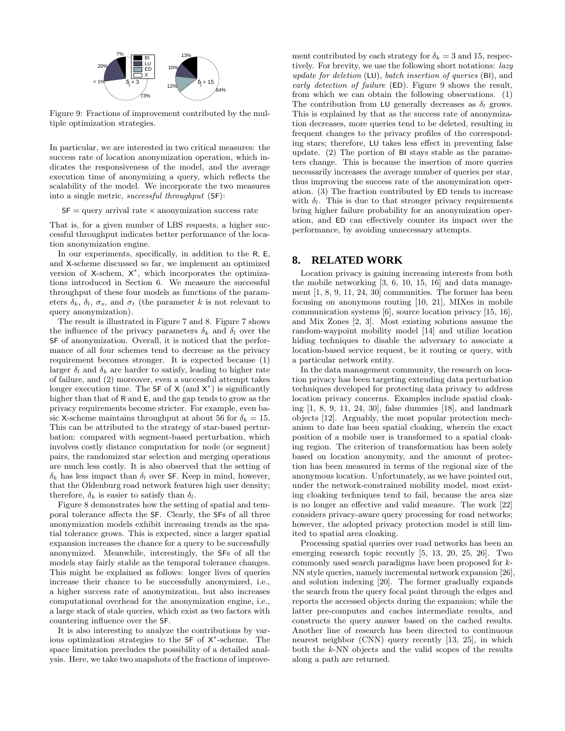Figure 9: Fractions of improvement contributed by the multiple optimization strategies.

In particular, we are interested in two critical measures: the success rate of location anonymization operation, which indicates the responsiveness of the model, and the average execution time of anonymizing a query, which reflects the scalability of the model. We incorporate the two measures into a single metric, *successful throughput* (SF):

$$\text{SF} = \text{query arrival rate} \times \text{anonymization success rate}$$

That is, for a given number of LBS requests, a higher successful throughput indicates better performance of the location anonymization engine.

In our experiments, specifically, in addition to the R, E, and X-scheme discussed so far, we implement an optimized version of X-schem, $\mathsf{X}^*$, which incorporates the optimizations introduced in Section 6. We measure the successful throughput of these four models as functions of the parameters $\delta_k$, $\delta_l$, $\sigma_s$, and $\sigma_t$ (the parameter $k$ is not relevant to query anonymization).

The result is illustrated in Figure 7 and 8. Figure 7 shows the influence of the privacy parameters $\delta_k$ and $\delta_l$ over the SF of anonymization. Overall, it is noticed that the performance of all four schemes tend to decrease as the privacy requirement becomes stronger. It is expected because (1) larger $\delta_l$ and $\delta_k$ are harder to satisfy, leading to higher rate of failure, and (2) moreover, even a successful attempt takes longer execution time. The SF of X (and $\mathsf{X}^*$) is significantly higher than that of R and E, and the gap tends to grow as the privacy requirements become stricter. For example, even basic X-scheme maintains throughput at about 56 for $\delta_k = 15$. This can be attributed to the strategy of star-based perturbation: compared with segment-based perturbation, which involves costly distance computation for node (or segment) pairs, the randomized star selection and merging operations are much less costly. It is also observed that the setting of $\delta_k$ has less impact than $\delta_l$ over SF. Keep in mind, however, that the Oldenburg road network features high user density; therefore, $\delta_k$ is easier to satisfy than $\delta_l$.

Figure 8 demonstrates how the setting of spatial and temporal tolerance affects the SF. Clearly, the SFs of all three anonymization models exhibit increasing trends as the spatial tolerance grows. This is expected, since a larger spatial expansion increases the chance for a query to be successfully anonymized. Meanwhile, interestingly, the SFs of all the models stay fairly stable as the temporal tolerance changes. This might be explained as follows: longer lives of queries increase their chance to be successfully anonymized, i.e., a higher success rate of anonymization, but also increases computational overhead for the anonymization engine, i.e., a large stack of stale queries, which exist as two factors with countering influence over the SF.

It is also interesting to analyze the contributions by various optimization strategies to the SF of $\mathsf{X}^*$-scheme. The space limitation precludes the possibility of a detailed analysis. Here, we take two snapshots of the fractions of improvement contributed by each strategy for $\delta_k = 3$ and 15, respectively. For brevity, we use the following short notations: *lazy update for deletion* (LU), *batch insertion of queries* (BI), and *early detection of failure* (ED). Figure 9 shows the result, from which we can obtain the following observations. (1) The contribution from LU generally decreases as $\delta_l$ grows. This is explained by that as the success rate of anonymization decreases, more queries tend to be deleted, resulting in frequent changes to the privacy profiles of the corresponding stars; therefore, LU takes less effect in preventing false update. (2) The portion of BI stays stable as the parameters change. This is because the insertion of more queries necessarily increases the average number of queries per star, thus improving the success rate of the anonymization operation. (3) The fraction contributed by ED tends to increase with $\delta_l$. This is due to that stronger privacy requirements bring higher failure probability for an anonymization operation, and ED can effectively counter its impact over the performance, by avoiding unnecessary attempts.

## 8. RELATED WORK

Location privacy is gaining increasing interests from both the mobile networking [3, 6, 10, 15, 16] and data management [1, 8, 9, 11, 24, 30] communities. The former has been focusing on anonymous routing [10, 21], MIXes in mobile communication systems [6], source location privacy [15, 16], and Mix Zones [2, 3]. Most existing solutions assume the random-waypoint mobility model [14] and utilize location hiding techniques to disable the adversary to associate a location-based service request, be it routing or query, with a particular network entity.

In the data management community, the research on location privacy has been targeting extending data perturbation techniques developed for protecting data privacy to address location privacy concerns. Examples include spatial cloaking [1, 8, 9, 11, 24, 30], false dummies [18], and landmark objects [12]. Arguably, the most popular protection mechanism to date has been spatial cloaking, wherein the exact position of a mobile user is transformed to a spatial cloaking region. The criterion of transformation has been solely based on location anonymity, and the amount of protection has been measured in terms of the regional size of the anonymous location. Unfortunately, as we have pointed out, under the network-constrained mobility model, most existing cloaking techniques tend to fail, because the area size is no longer an effective and valid measure. The work [22] considers privacy-aware query processing for road networks; however, the adopted privacy protection model is still limited to spatial area cloaking.

Processing spatial queries over road networks has been an emerging research topic recently [5, 13, 20, 25, 26]. Two commonly used search paradigms have been proposed for $k$-NN style queries, namely incremental network expansion [26], and solution indexing [20]. The former gradually expands the search from the query focal point through the edges and reports the accessed objects during the expansion; while the latter pre-computes and caches intermediate results, and constructs the query answer based on the cached results. Another line of research has been directed to continuous nearest neighbor (CNN) query recently [13, 25], in which both the $k$-NN objects and the valid scopes of the results along a path are returned.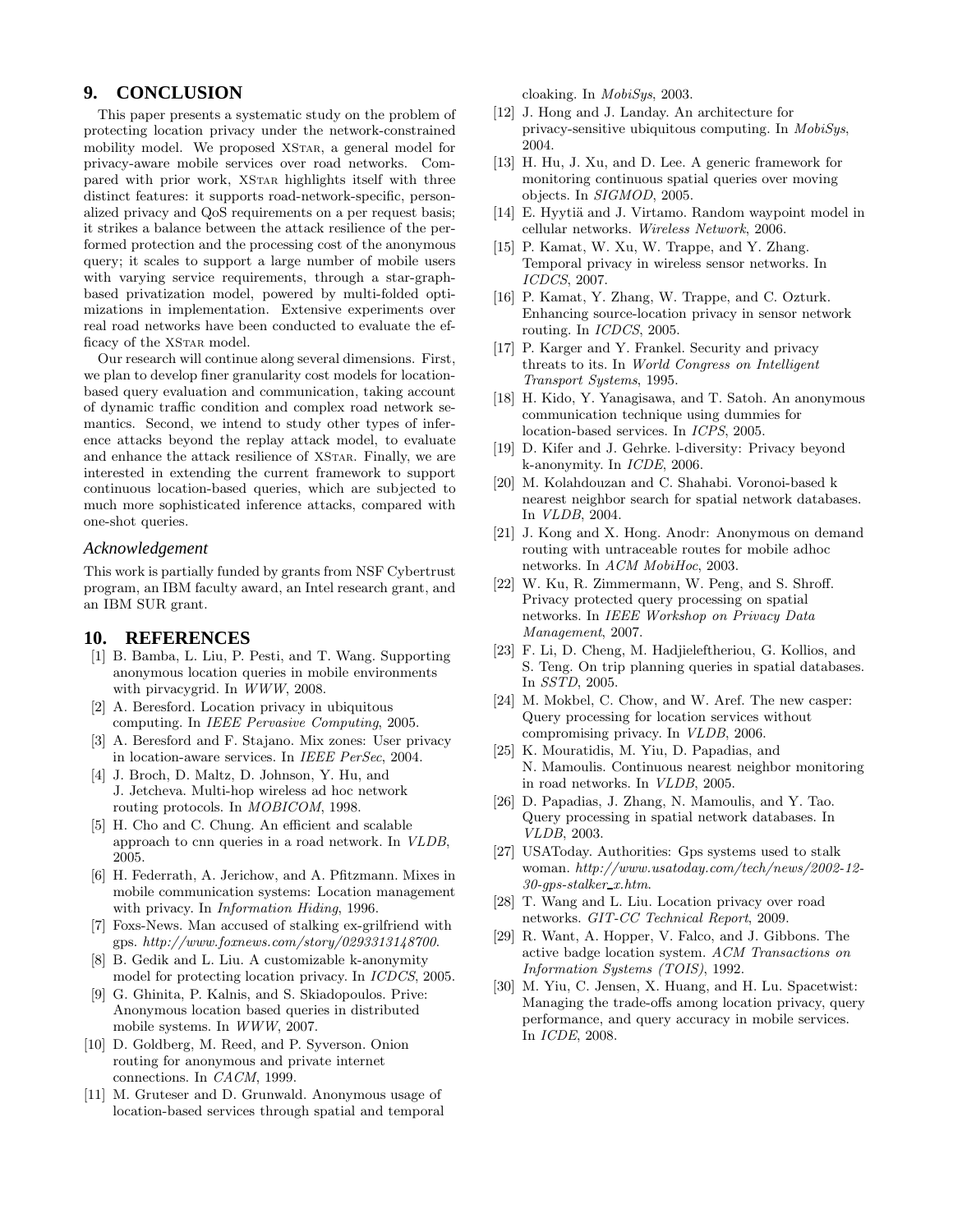## 9. CONCLUSION

This paper presents a systematic study on the problem of protecting location privacy under the network-constrained mobility model. We proposed XStar, a general model for privacy-aware mobile services over road networks. Compared with prior work, XStar highlights itself with three distinct features: it supports road-network-specific, personalized privacy and QoS requirements on a per request basis; it strikes a balance between the attack resilience of the performed protection and the processing cost of the anonymous query; it scales to support a large number of mobile users with varying service requirements, through a star-graph-based privatization model, powered by multi-folded optimizations in implementation. Extensive experiments over real road networks have been conducted to evaluate the efficacy of the XStar model.

Our research will continue along several dimensions. First, we plan to develop finer granularity cost models for location-based query evaluation and communication, taking account of dynamic traffic condition and complex road network semantics. Second, we intend to study other types of inference attacks beyond the replay attack model, to evaluate and enhance the attack resilience of XStar. Finally, we are interested in extending the current framework to support continuous location-based queries, which are subjected to much more sophisticated inference attacks, compared with one-shot queries.

### Acknowledgement

This work is partially funded by grants from NSF Cybertrust program, an IBM faculty award, an Intel research grant, and an IBM SUR grant.

## 10. REFERENCES

[1] B. Bamba, L. Liu, P. Pesti, and T. Wang. Supporting anonymous location queries in mobile environments with pirvacygrid. In *WWW*, 2008.

[2] A. Beresford. Location privacy in ubiquitous computing. In *IEEE Pervasive Computing*, 2005.

[3] A. Beresford and F. Stajano. Mix zones: User privacy in location-aware services. In *IEEE PerSec*, 2004.

[4] J. Broch, D. Maltz, D. Johnson, Y. Hu, and J. Jetcheva. Multi-hop wireless ad hoc network routing protocols. In *MOBICOM*, 1998.

[5] H. Cho and C. Chung. An efficient and scalable approach to cnn queries in a road network. In *VLDB*, 2005.

[6] H. Federrath, A. Jerichow, and A. Pfitzmann. Mixes in mobile communication systems: Location management with privacy. In *Information Hiding*, 1996.

[7] Foxs-News. Man accused of stalking ex-grilfriend with gps. *http://www.foxnews.com/story/0293313148700*.

[8] B. Gedik and L. Liu. A customizable k-anonymity model for protecting location privacy. In *ICDCS*, 2005.

[9] G. Ghinita, P. Kalnis, and S. Skiadopoulos. Prive: Anonymous location based queries in distributed mobile systems. In *WWW*, 2007.

[10] D. Goldberg, M. Reed, and P. Syverson. Onion routing for anonymous and private internet connections. In *CACM*, 1999.

[11] M. Gruteser and D. Grunwald. Anonymous usage of location-based services through spatial and temporal cloaking. In *MobiSys*, 2003.

[12] J. Hong and J. Landay. An architecture for privacy-sensitive ubiquitous computing. In *MobiSys*, 2004.

[13] H. Hu, J. Xu, and D. Lee. A generic framework for monitoring continuous spatial queries over moving objects. In *SIGMOD*, 2005.

[14] E. Hyytiä and J. Virtamo. Random waypoint model in cellular networks. *Wireless Network*, 2006.

[15] P. Kamat, W. Xu, W. Trappe, and Y. Zhang. Temporal privacy in wireless sensor networks. In *ICDCS*, 2007.

[16] P. Kamat, Y. Zhang, W. Trappe, and C. Ozturk. Enhancing source-location privacy in sensor network routing. In *ICDCS*, 2005.

[17] P. Karger and Y. Frankel. Security and privacy threats to its. In *World Congress on Intelligent Transport Systems*, 1995.

[18] H. Kido, Y. Yanagisawa, and T. Satoh. An anonymous communication technique using dummies for location-based services. In *ICPS*, 2005.

[19] D. Kifer and J. Gehrke. l-diversity: Privacy beyond k-anonymity. In *ICDE*, 2006.

[20] M. Kolahdouzan and C. Shahabi. Voronoi-based k nearest neighbor search for spatial network databases. In *VLDB*, 2004.

[21] J. Kong and X. Hong. Anodr: Anonymous on demand routing with untraceable routes for mobile adhoc networks. In *ACM MobiHoc*, 2003.

[22] W. Ku, R. Zimmermann, W. Peng, and S. Shroff. Privacy protected query processing on spatial networks. In *IEEE Workshop on Privacy Data Management*, 2007.

[23] F. Li, D. Cheng, M. Hadjieleftheriou, G. Kollios, and S. Teng. On trip planning queries in spatial databases. In *SSTD*, 2005.

[24] M. Mokbel, C. Chow, and W. Aref. The new casper: Query processing for location services without compromising privacy. In *VLDB*, 2006.

[25] K. Mouratidis, M. Yiu, D. Papadias, and N. Mamoulis. Continuous nearest neighbor monitoring in road networks. In *VLDB*, 2005.

[26] D. Papadias, J. Zhang, N. Mamoulis, and Y. Tao. Query processing in spatial network databases. In *VLDB*, 2003.

[27] USAToday. Authorities: Gps systems used to stalk woman. *http://www.usatoday.com/tech/news/2002-12-30-gps-stalker_x.htm*.

[28] T. Wang and L. Liu. Location privacy over road networks. *GIT-CC Technical Report*, 2009.

[29] R. Want, A. Hopper, V. Falco, and J. Gibbons. The active badge location system. *ACM Transactions on Information Systems (TOIS)*, 1992.

[30] M. Yiu, C. Jensen, X. Huang, and H. Lu. Spacetwist: Managing the trade-offs among location privacy, query performance, and query accuracy in mobile services. In *ICDE*, 2008.